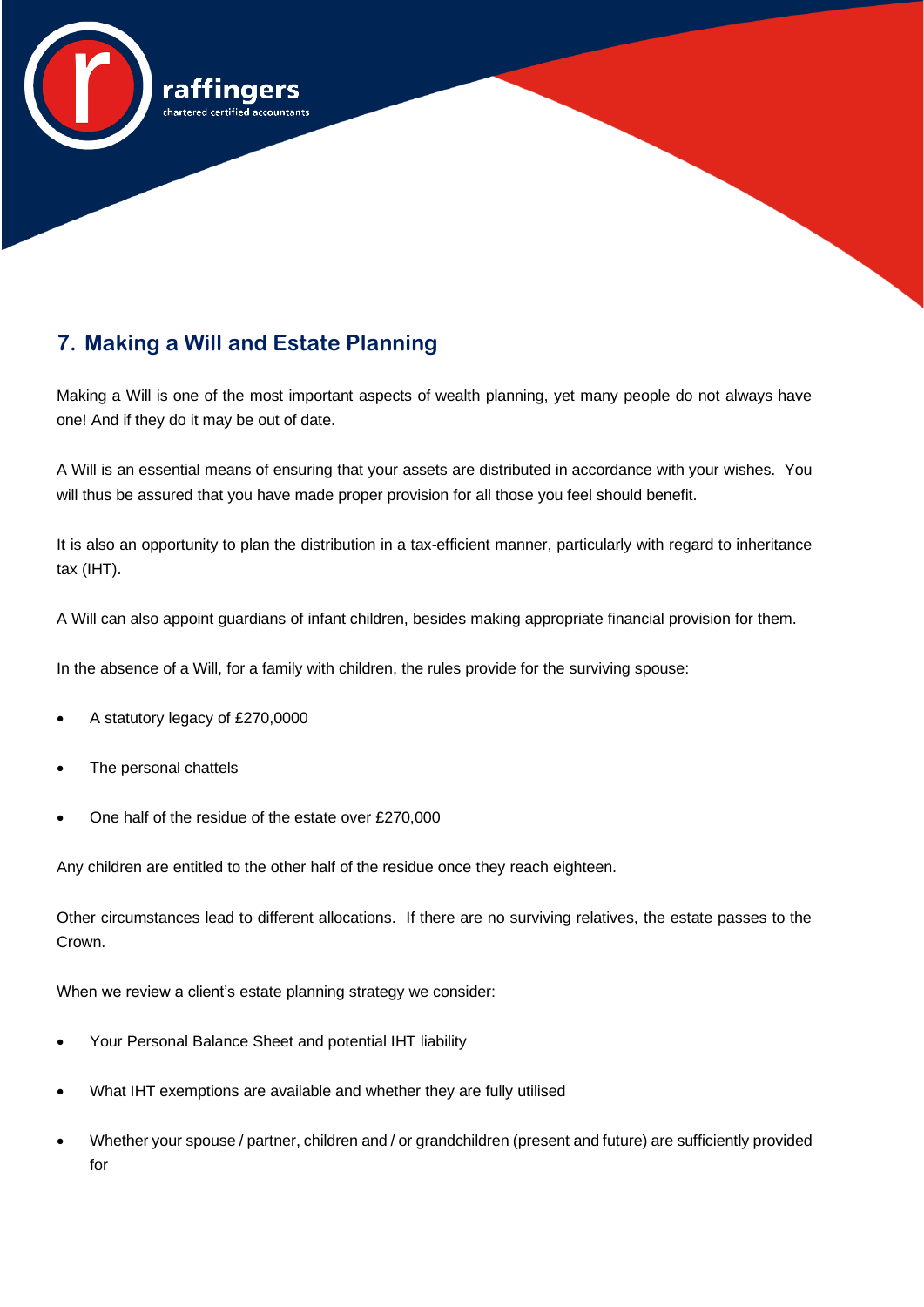## 7. Making a Will and Estate Planning

Making a Will is one of the most important aspects of wealth planning, yet many people do not always have one! And if they do it may be out of date.

A Will is an essential means of ensuring that your assets are distributed in accordance with your wishes. You will thus be assured that you have made proper provision for all those you feel should benefit.

It is also an opportunity to plan the distribution in a tax-efficient manner, particularly with regard to inheritance tax (IHT).

A Will can also appoint guardians of infant children, besides making appropriate financial provision for them.

In the absence of a Will, for a family with children, the rules provide for the surviving spouse:

- A statutory legacy of £270,0000
- The personal chattels
- One half of the residue of the estate over £270,000

Any children are entitled to the other half of the residue once they reach eighteen.

Other circumstances lead to different allocations. If there are no surviving relatives, the estate passes to the Crown.

When we review a client's estate planning strategy we consider:

- Your Personal Balance Sheet and potential IHT liability
- What IHT exemptions are available and whether they are fully utilised
- Whether your spouse / partner, children and / or grandchildren (present and future) are sufficiently provided for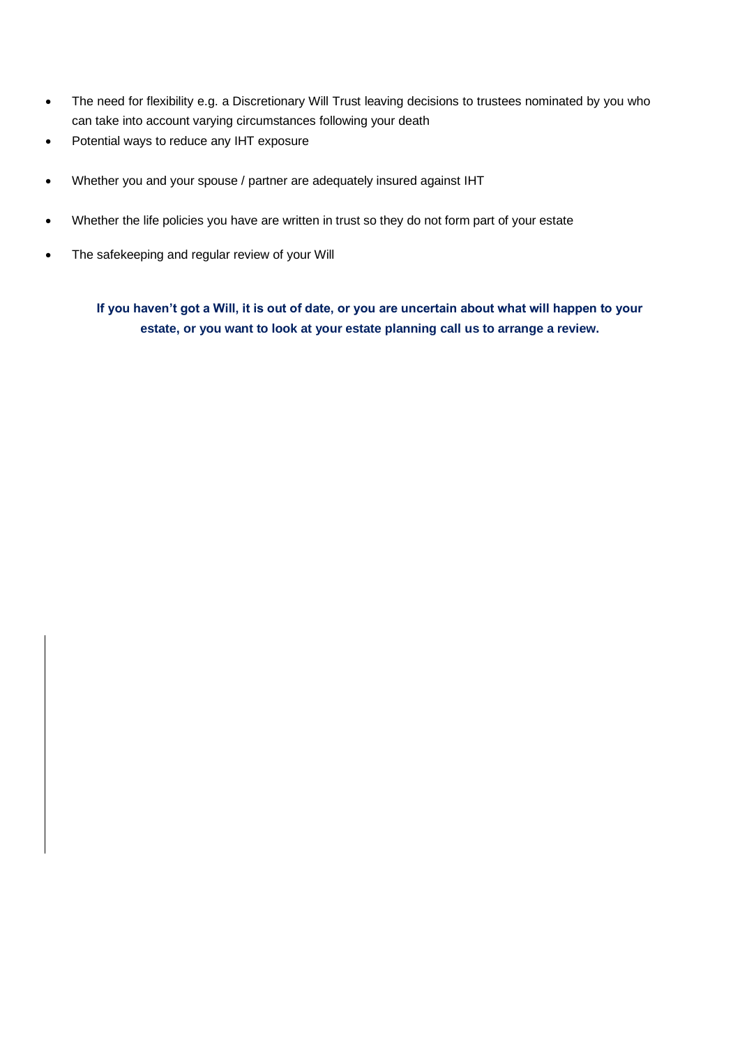- The need for flexibility e.g. a Discretionary Will Trust leaving decisions to trustees nominated by you who can take into account varying circumstances following your death
- Potential ways to reduce any IHT exposure
- Whether you and your spouse / partner are adequately insured against IHT
- Whether the life policies you have are written in trust so they do not form part of your estate
- The safekeeping and regular review of your Will

**If you haven't got a Will, it is out of date, or you are uncertain about what will happen to your estate, or you want to look at your estate planning call us to arrange a review.**